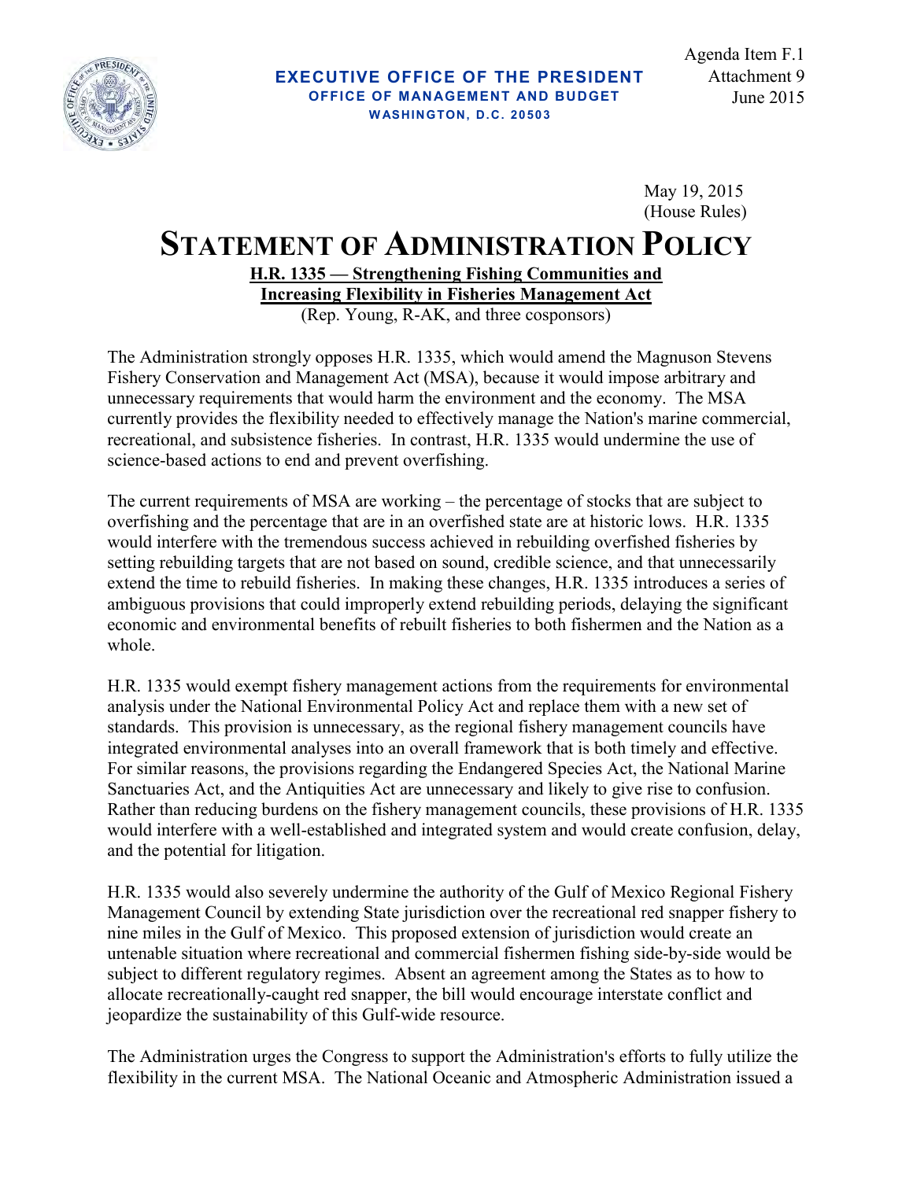Agenda Item F.1
Attachment 9
June 2015

**EXECUTIVE OFFICE OF THE PRESIDENT**
**OFFICE OF MANAGEMENT AND BUDGET**
**WASHINGTON, D.C. 20503**

May 19, 2015
(House Rules)

# STATEMENT OF ADMINISTRATION POLICY

**H.R. 1335 — Strengthening Fishing Communities and Increasing Flexibility in Fisheries Management Act**
(Rep. Young, R-AK, and three cosponsors)

The Administration strongly opposes H.R. 1335, which would amend the Magnuson Stevens Fishery Conservation and Management Act (MSA), because it would impose arbitrary and unnecessary requirements that would harm the environment and the economy. The MSA currently provides the flexibility needed to effectively manage the Nation's marine commercial, recreational, and subsistence fisheries. In contrast, H.R. 1335 would undermine the use of science-based actions to end and prevent overfishing.

The current requirements of MSA are working – the percentage of stocks that are subject to overfishing and the percentage that are in an overfished state are at historic lows. H.R. 1335 would interfere with the tremendous success achieved in rebuilding overfished fisheries by setting rebuilding targets that are not based on sound, credible science, and that unnecessarily extend the time to rebuild fisheries. In making these changes, H.R. 1335 introduces a series of ambiguous provisions that could improperly extend rebuilding periods, delaying the significant economic and environmental benefits of rebuilt fisheries to both fishermen and the Nation as a whole.

H.R. 1335 would exempt fishery management actions from the requirements for environmental analysis under the National Environmental Policy Act and replace them with a new set of standards. This provision is unnecessary, as the regional fishery management councils have integrated environmental analyses into an overall framework that is both timely and effective. For similar reasons, the provisions regarding the Endangered Species Act, the National Marine Sanctuaries Act, and the Antiquities Act are unnecessary and likely to give rise to confusion. Rather than reducing burdens on the fishery management councils, these provisions of H.R. 1335 would interfere with a well-established and integrated system and would create confusion, delay, and the potential for litigation.

H.R. 1335 would also severely undermine the authority of the Gulf of Mexico Regional Fishery Management Council by extending State jurisdiction over the recreational red snapper fishery to nine miles in the Gulf of Mexico. This proposed extension of jurisdiction would create an untenable situation where recreational and commercial fishermen fishing side-by-side would be subject to different regulatory regimes. Absent an agreement among the States as to how to allocate recreationally-caught red snapper, the bill would encourage interstate conflict and jeopardize the sustainability of this Gulf-wide resource.

The Administration urges the Congress to support the Administration's efforts to fully utilize the flexibility in the current MSA. The National Oceanic and Atmospheric Administration issued a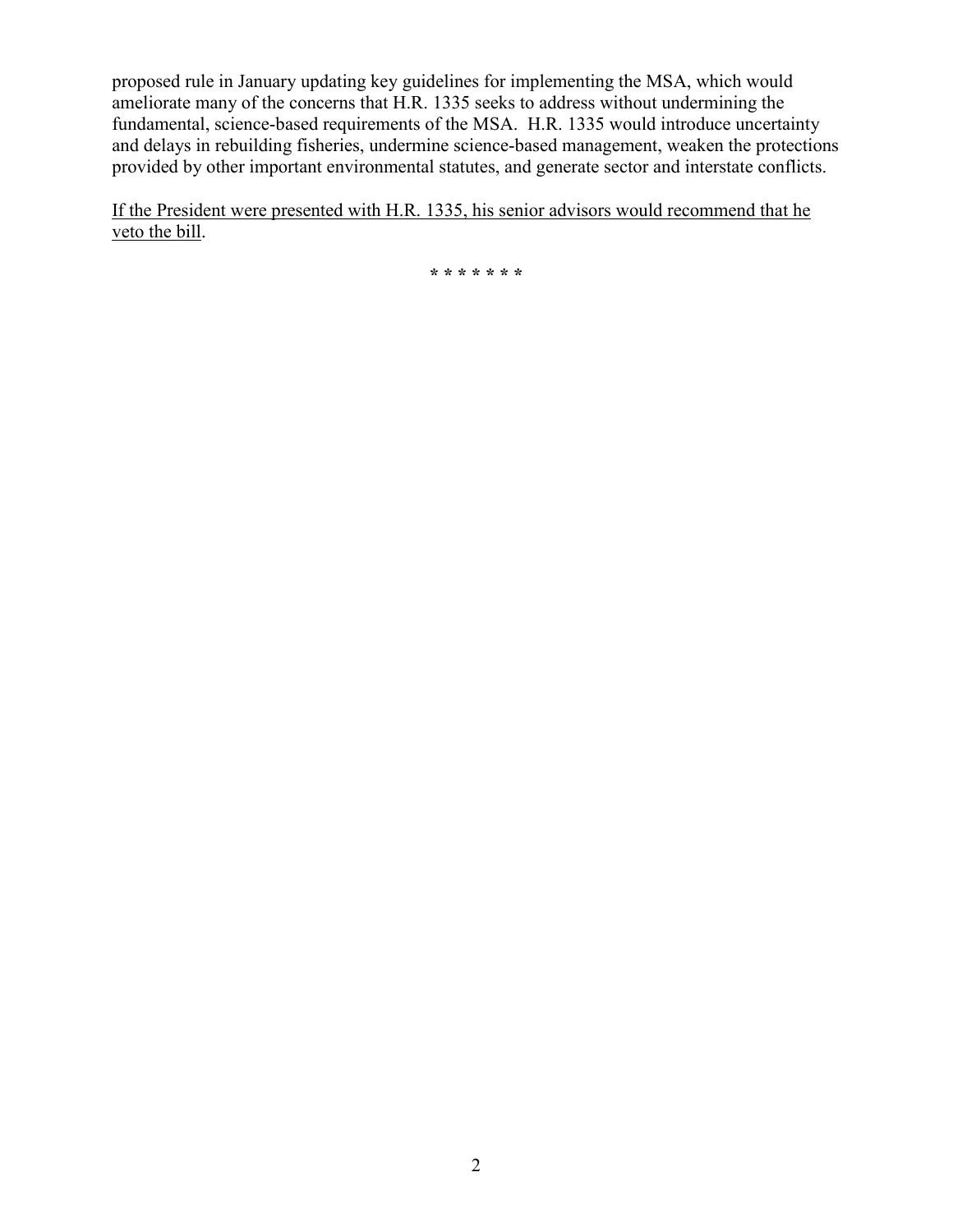proposed rule in January updating key guidelines for implementing the MSA, which would ameliorate many of the concerns that H.R. 1335 seeks to address without undermining the fundamental, science-based requirements of the MSA. H.R. 1335 would introduce uncertainty and delays in rebuilding fisheries, undermine science-based management, weaken the protections provided by other important environmental statutes, and generate sector and interstate conflicts.

<u>If the President were presented with H.R. 1335, his senior advisors would recommend that he veto the bill</u>.

\* \* \* \* \* \* \*